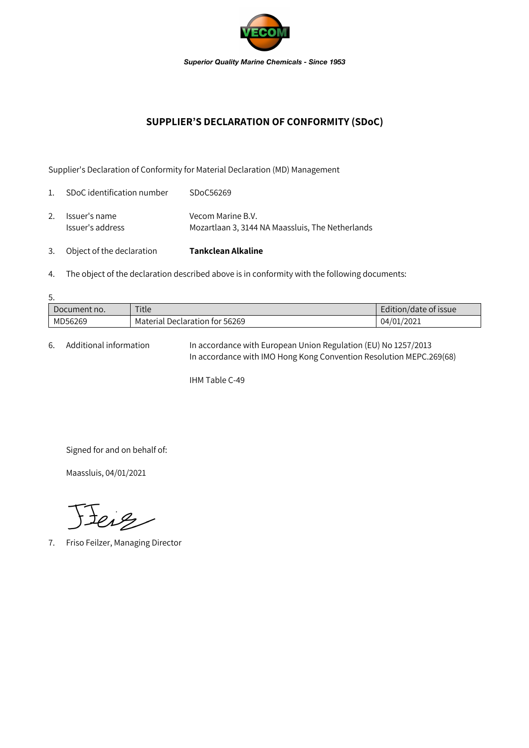*Superior Quality Marine Chemicals - Since 1953*

# SUPPLIER'S DECLARATION OF CONFORMITY (SDoC)

Supplier's Declaration of Conformity for Material Declaration (MD) Management

1. SDoC identification number SDoC56269

2. Issuer's name Vecom Marine B.V.
   Issuer's address Mozartlaan 3, 3144 NA Maassluis, The Netherlands

3. Object of the declaration **Tankclean Alkaline**

4. The object of the declaration described above is in conformity with the following documents:

5.

| Document no. | Title | Edition/date of issue |
|---|---|---|
| MD56269 | Material Declaration for 56269 | 04/01/2021 |

6. Additional information In accordance with European Union Regulation (EU) No 1257/2013
   In accordance with IMO Hong Kong Convention Resolution MEPC.269(68)

   IHM Table C-49

Signed for and on behalf of:

Maassluis, 04/01/2021

7. Friso Feilzer, Managing Director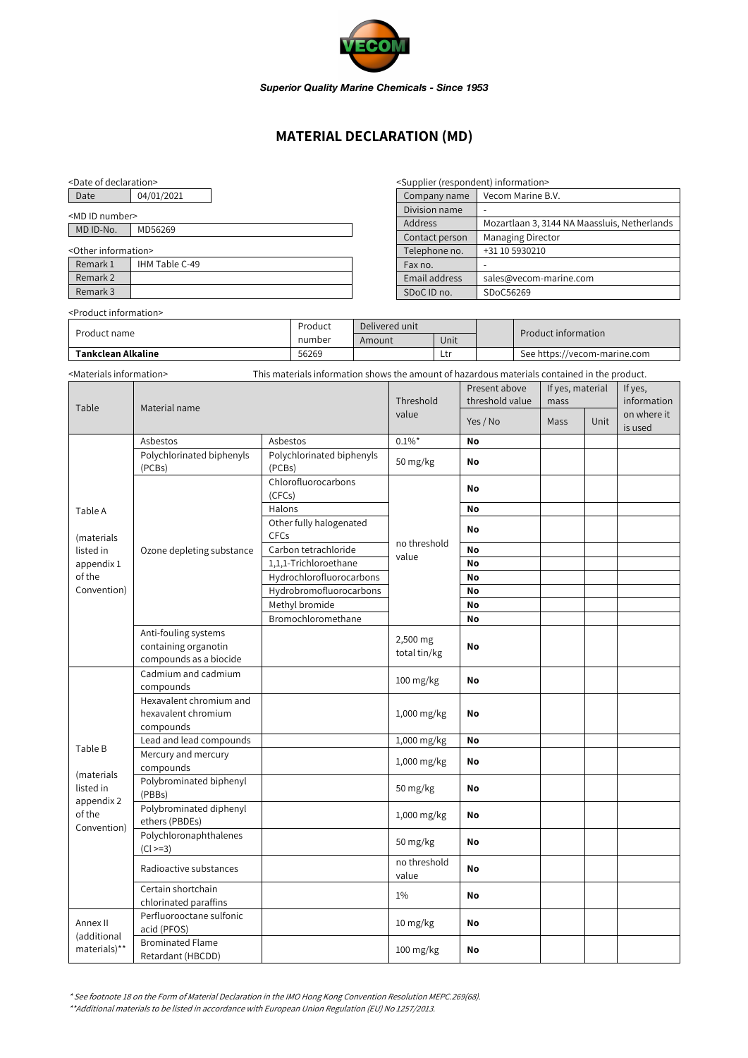Superior Quality Marine Chemicals - Since 1953

# MATERIAL DECLARATION (MD)

<Date of declaration>

| | |
|---|---|
| Date | 04/01/2021 |

<MD ID number>

| | |
|---|---|
| MD ID-No. | MD56269 |

<Other information>

| | |
|---|---|
| Remark 1 | IHM Table C-49 |
| Remark 2 | |
| Remark 3 | |

<Supplier (respondent) information>

| | |
|---|---|
| Company name | Vecom Marine B.V. |
| Division name | - |
| Address | Mozartlaan 3, 3144 NA Maassluis, Netherlands |
| Contact person | Managing Director |
| Telephone no. | +31 10 5930210 |
| Fax no. | - |
| Email address | sales@vecom-marine.com |
| SDoC ID no. | SDoC56269 |

<Product information>

| Product name | Product number | Delivered unit | | | Product information |
|---|---|---|---|---|---|
| | | Amount | Unit | | |
| **Tankclean Alkaline** | 56269 | | Ltr | | See https://vecom-marine.com |

<Materials information> This materials information shows the amount of hazardous materials contained in the product.

| Table | Material name | | Threshold value | Present above threshold value | If yes, material mass | | If yes, information on where it is used |
|---|---|---|---|---|---|---|---|
| | | | | Yes / No | Mass | Unit | |
| Table A (materials listed in appendix 1 of the Convention) | Asbestos | Asbestos | 0.1%* | **No** | | | |
| | Polychlorinated biphenyls (PCBs) | Polychlorinated biphenyls (PCBs) | 50 mg/kg | **No** | | | |
| | Ozone depleting substance | Chlorofluorocarbons (CFCs) | no threshold value | **No** | | | |
| | | Halons | | **No** | | | |
| | | Other fully halogenated CFCs | | **No** | | | |
| | | Carbon tetrachloride | | **No** | | | |
| | | 1,1,1-Trichloroethane | | **No** | | | |
| | | Hydrochlorofluorocarbons | | **No** | | | |
| | | Hydrobromofluorocarbons | | **No** | | | |
| | | Methyl bromide | | **No** | | | |
| | | Bromochloromethane | | **No** | | | |
| | Anti-fouling systems containing organotin compounds as a biocide | | 2,500 mg total tin/kg | **No** | | | |
| Table B (materials listed in appendix 2 of the Convention) | Cadmium and cadmium compounds | | 100 mg/kg | **No** | | | |
| | Hexavalent chromium and hexavalent chromium compounds | | 1,000 mg/kg | **No** | | | |
| | Lead and lead compounds | | 1,000 mg/kg | **No** | | | |
| | Mercury and mercury compounds | | 1,000 mg/kg | **No** | | | |
| | Polybrominated biphenyl (PBBs) | | 50 mg/kg | **No** | | | |
| | Polybrominated diphenyl ethers (PBDEs) | | 1,000 mg/kg | **No** | | | |
| | Polychloronaphthalenes (Cl >=3) | | 50 mg/kg | **No** | | | |
| | Radioactive substances | | no threshold value | **No** | | | |
| | Certain shortchain chlorinated paraffins | | 1% | **No** | | | |
| Annex II (additional materials)** | Perfluorooctane sulfonic acid (PFOS) | | 10 mg/kg | **No** | | | |
| | Brominated Flame Retardant (HBCDD) | | 100 mg/kg | **No** | | | |

*\* See footnote 18 on the Form of Material Declaration in the IMO Hong Kong Convention Resolution MEPC.269(68).*

*\*\*Additional materials to be listed in accordance with European Union Regulation (EU) No 1257/2013.*